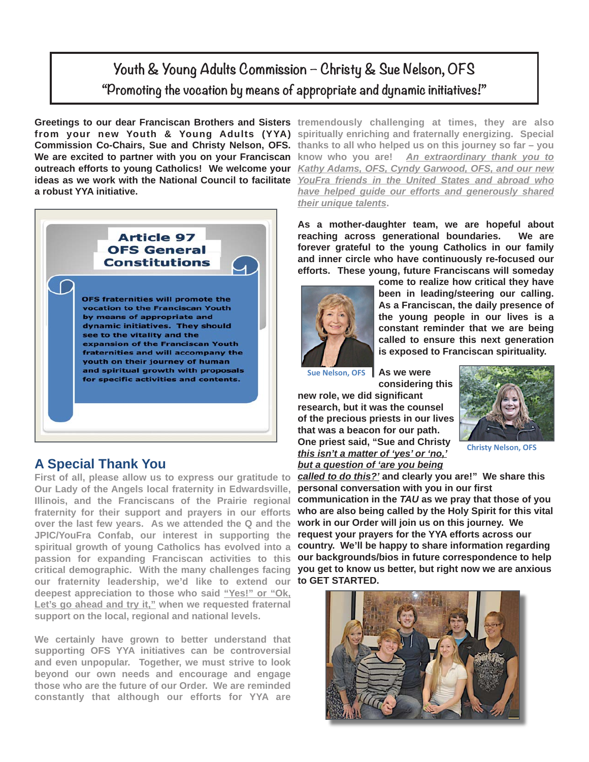# Youth & Young Adults Commission – Christy & Sue Nelson, OFS

"Promoting the vocation by means of appropriate and dynamic initiatives!"

**Greetings to our dear Franciscan Brothers and Sisters from your new Youth & Young Adults (YYA) Commission Co-Chairs, Sue and Christy Nelson, OFS. We are excited to partner with you on your Franciscan outreach efforts to young Catholics! We welcome your ideas as we work with the National Council to facilitate a robust YYA initiative.**

**Article 97**
**OFS General Constitutions**

OFS fraternities will promote the vocation to the Franciscan Youth by means of appropriate and dynamic initiatives. They should see to the vitality and the expansion of the Franciscan Youth fraternities and will accompany the youth on their journey of human and spiritual growth with proposals for specific activities and contents.

## A Special Thank You

First of all, please allow us to express our gratitude to Our Lady of the Angels local fraternity in Edwardsville, Illinois, and the Franciscans of the Prairie regional fraternity for their support and prayers in our efforts over the last few years. As we attended the Q and the JPIC/YouFra Confab, our interest in supporting the spiritual growth of young Catholics has evolved into a passion for expanding Franciscan activities to this critical demographic. With the many challenges facing our fraternity leadership, we'd like to extend our deepest appreciation to those who said "Yes!" or "Ok, Let's go ahead and try it," when we requested fraternal support on the local, regional and national levels.

We certainly have grown to better understand that supporting OFS YYA initiatives can be controversial and even unpopular. Together, we must strive to look beyond our own needs and encourage and engage those who are the future of our Order. We are reminded constantly that although our efforts for YYA are tremendously challenging at times, they are also spiritually enriching and fraternally energizing. Special thanks to all who helped us on this journey so far – you know who you are! *An extraordinary thank you to Kathy Adams, OFS, Cyndy Garwood, OFS, and our new YouFra friends in the United States and abroad who have helped guide our efforts and generously shared their unique talents*.

**As a mother-daughter team, we are hopeful about reaching across generational boundaries. We are forever grateful to the young Catholics in our family and inner circle who have continuously re-focused our efforts. These young, future Franciscans will someday come to realize how critical they have been in leading/steering our calling. As a Franciscan, the daily presence of the young people in our lives is a constant reminder that we are being called to ensure this next generation is exposed to Franciscan spirituality.**

Sue Nelson, OFS

**As we were considering this new role, we did significant research, but it was the counsel of the precious priests in our lives that was a beacon for our path. One priest said, "Sue and Christy *this isn't a matter of 'yes' or 'no,' but a question of 'are you being called to do this?'* and clearly you are!" We share this personal conversation with you in our first communication in the *TAU* as we pray that those of you who are also being called by the Holy Spirit for this vital work in our Order will join us on this journey. We request your prayers for the YYA efforts across our country. We'll be happy to share information regarding our backgrounds/bios in future correspondence to help you get to know us better, but right now we are anxious to GET STARTED.**

Christy Nelson, OFS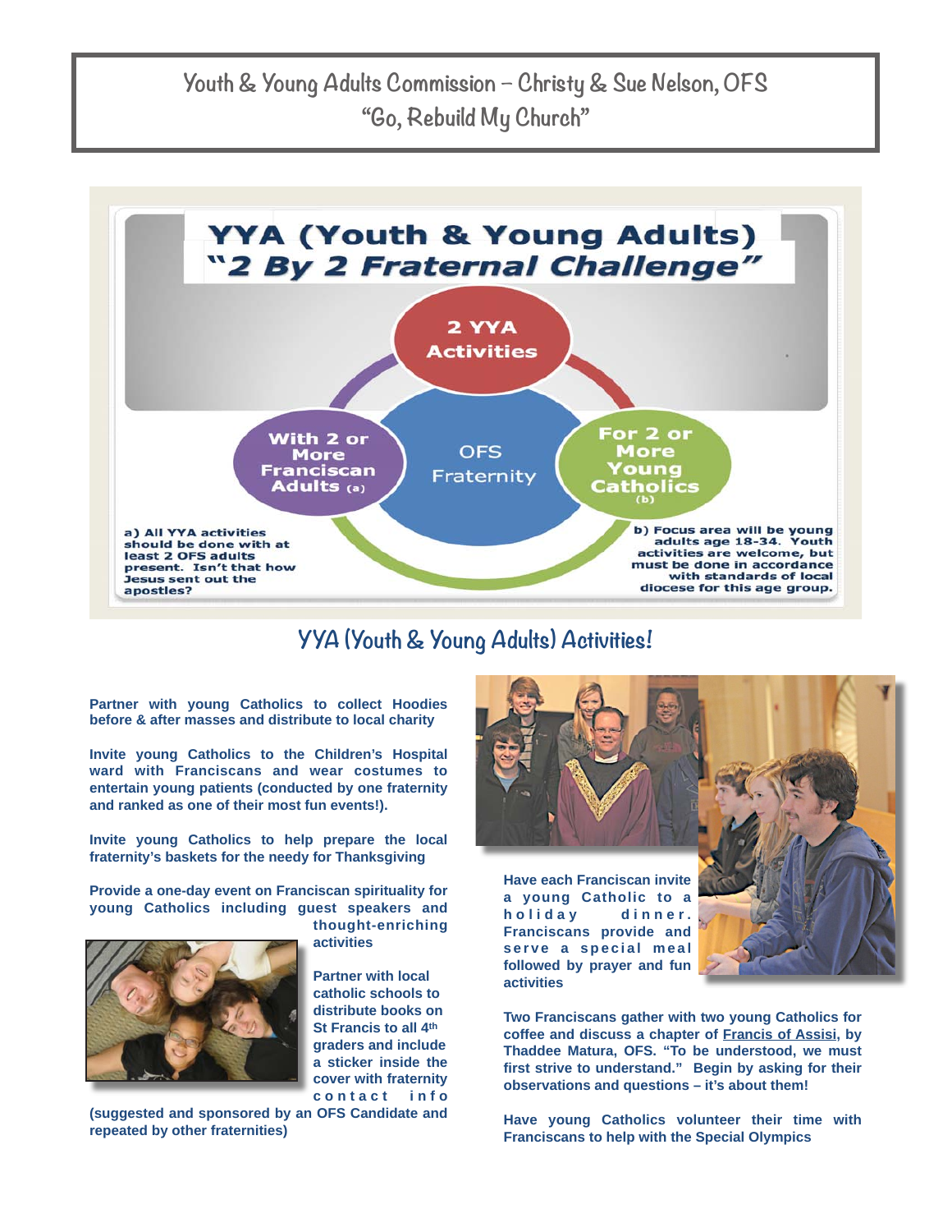# Youth & Young Adults Commission – Christy & Sue Nelson, OFS

## "Go, Rebuild My Church"

## YYA (Youth & Young Adults) "2 By 2 Fraternal Challenge"

- 2 YYA Activities
- With 2 or More Franciscan Adults (a)
- OFS Fraternity
- For 2 or More Young Catholics (b)

a) All YYA activities should be done with at least 2 OFS adults present. Isn't that how Jesus sent out the apostles?

b) Focus area will be young adults age 18-34. Youth activities are welcome, but must be done in accordance with standards of local diocese for this age group.

## YYA (Youth & Young Adults) Activities!

**Partner with young Catholics to collect Hoodies before & after masses and distribute to local charity**

**Invite young Catholics to the Children's Hospital ward with Franciscans and wear costumes to entertain young patients (conducted by one fraternity and ranked as one of their most fun events!).**

**Invite young Catholics to help prepare the local fraternity's baskets for the needy for Thanksgiving**

**Provide a one-day event on Franciscan spirituality for young Catholics including guest speakers and thought-enriching activities**

**Partner with local catholic schools to distribute books on St Francis to all 4th graders and include a sticker inside the cover with fraternity contact info (suggested and sponsored by an OFS Candidate and repeated by other fraternities)**

**Have each Franciscan invite a young Catholic to a holiday dinner. Franciscans provide and serve a special meal followed by prayer and fun activities**

**Two Franciscans gather with two young Catholics for coffee and discuss a chapter of Francis of Assisi, by Thaddee Matura, OFS. "To be understood, we must first strive to understand." Begin by asking for their observations and questions – it's about them!**

**Have young Catholics volunteer their time with Franciscans to help with the Special Olympics**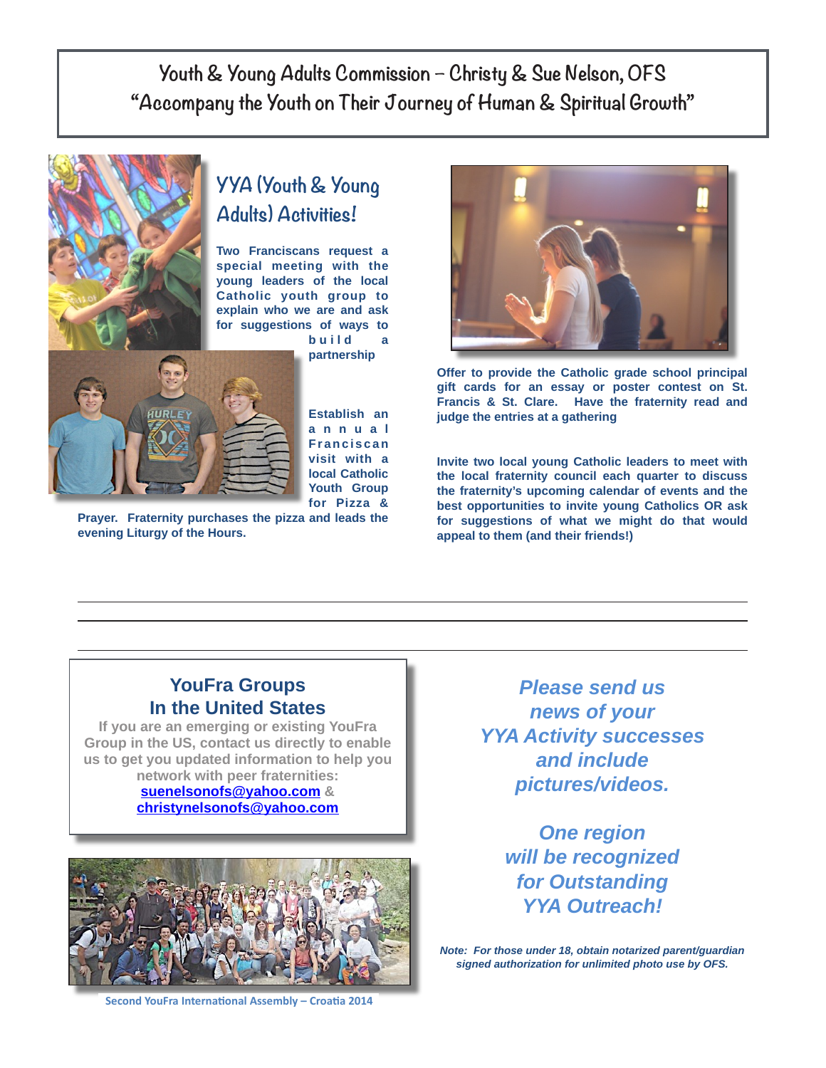# Youth & Young Adults Commission – Christy & Sue Nelson, OFS
## "Accompany the Youth on Their Journey of Human & Spiritual Growth"

## YYA (Youth & Young Adults) Activities!

**Two Franciscans request a special meeting with the young leaders of the local Catholic youth group to explain who we are and ask for suggestions of ways to build a partnership**

**Establish an annual Franciscan visit with a local Catholic Youth Group for Pizza & Prayer. Fraternity purchases the pizza and leads the evening Liturgy of the Hours.**

**Offer to provide the Catholic grade school principal gift cards for an essay or poster contest on St. Francis & St. Clare. Have the fraternity read and judge the entries at a gathering**

**Invite two local young Catholic leaders to meet with the local fraternity council each quarter to discuss the fraternity's upcoming calendar of events and the best opportunities to invite young Catholics OR ask for suggestions of what we might do that would appeal to them (and their friends!)**

---

### YouFra Groups In the United States

**If you are an emerging or existing YouFra Group in the US, contact us directly to enable us to get you updated information to help you network with peer fraternities:**
**suenelsonofs@yahoo.com & christynelsonofs@yahoo.com**

Second YouFra International Assembly – Croatia 2014

***Please send us news of your YYA Activity successes and include pictures/videos.***

***One region will be recognized for Outstanding YYA Outreach!***

***Note: For those under 18, obtain notarized parent/guardian signed authorization for unlimited photo use by OFS.***